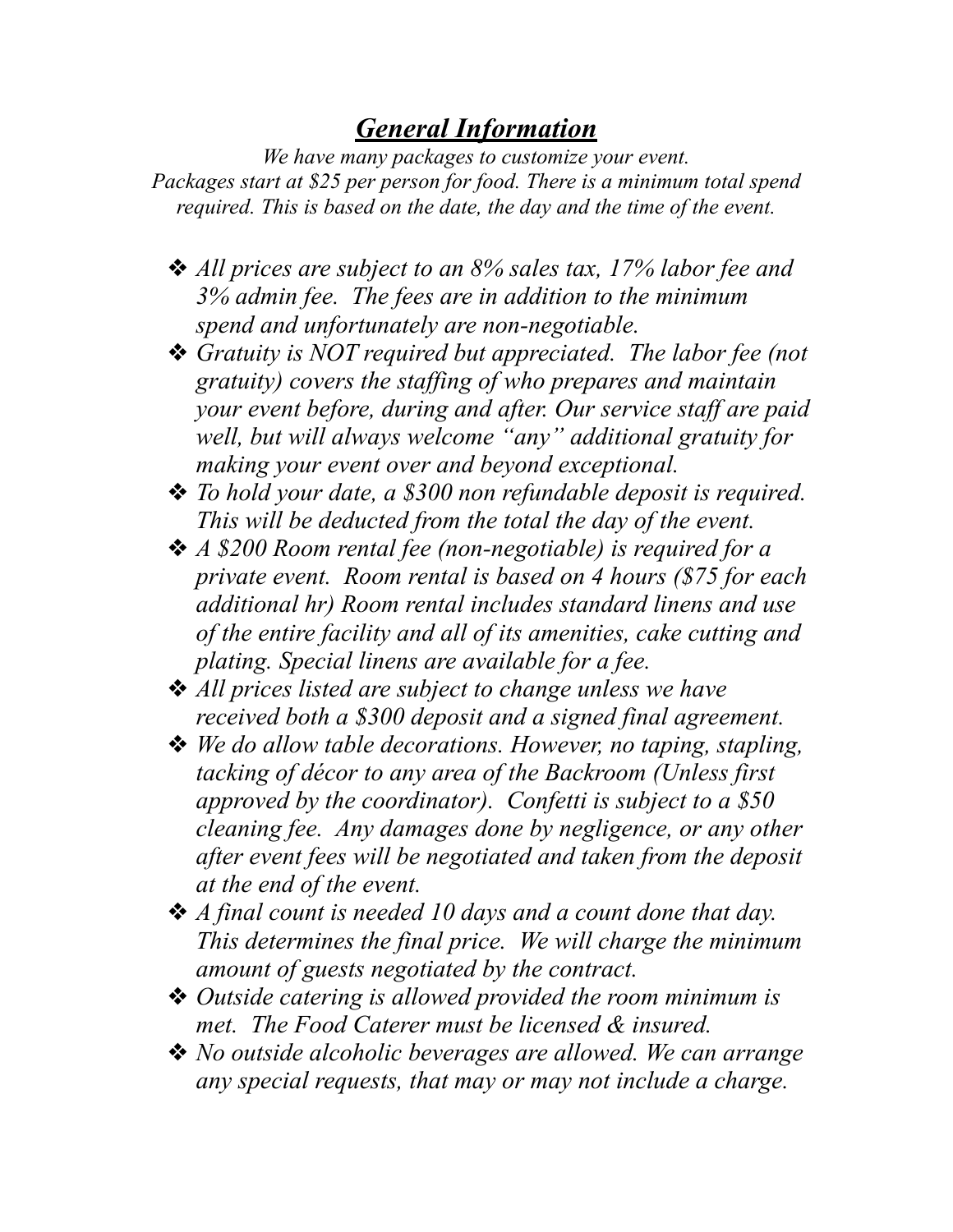# ***General Information***

*We have many packages to customize your event.*
*Packages start at $25 per person for food. There is a minimum total spend required. This is based on the date, the day and the time of the event.*

- *All prices are subject to an 8% sales tax, 17% labor fee and 3% admin fee. The fees are in addition to the minimum spend and unfortunately are non-negotiable.*
- *Gratuity is NOT required but appreciated. The labor fee (not gratuity) covers the staffing of who prepares and maintain your event before, during and after. Our service staff are paid well, but will always welcome "any" additional gratuity for making your event over and beyond exceptional.*
- *To hold your date, a $300 non refundable deposit is required. This will be deducted from the total the day of the event.*
- *A $200 Room rental fee (non-negotiable) is required for a private event. Room rental is based on 4 hours ($75 for each additional hr) Room rental includes standard linens and use of the entire facility and all of its amenities, cake cutting and plating. Special linens are available for a fee.*
- *All prices listed are subject to change unless we have received both a $300 deposit and a signed final agreement.*
- *We do allow table decorations. However, no taping, stapling, tacking of décor to any area of the Backroom (Unless first approved by the coordinator). Confetti is subject to a $50 cleaning fee. Any damages done by negligence, or any other after event fees will be negotiated and taken from the deposit at the end of the event.*
- *A final count is needed 10 days and a count done that day. This determines the final price. We will charge the minimum amount of guests negotiated by the contract.*
- *Outside catering is allowed provided the room minimum is met. The Food Caterer must be licensed & insured.*
- *No outside alcoholic beverages are allowed. We can arrange any special requests, that may or may not include a charge.*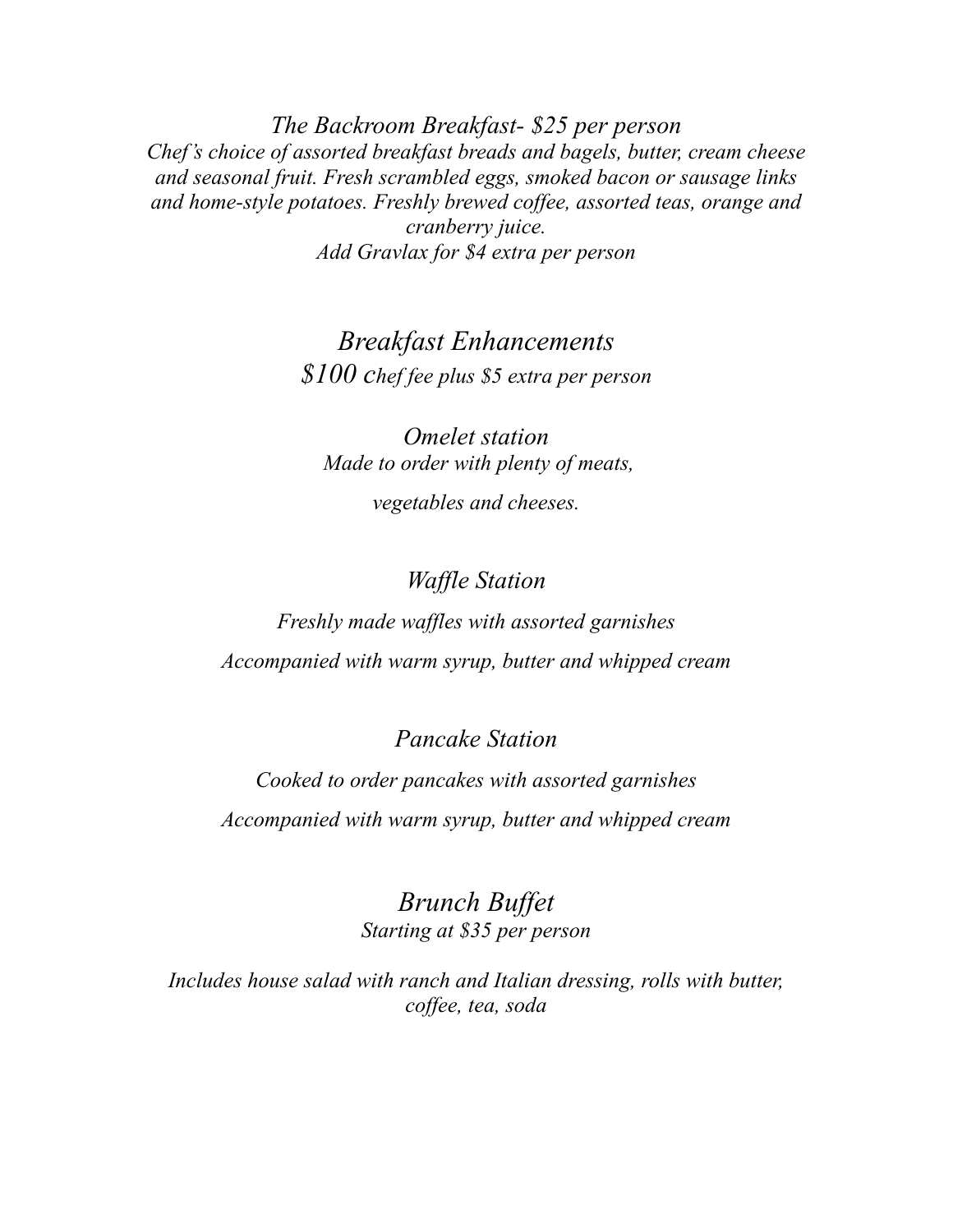*The Backroom Breakfast- $25 per person*

*Chef's choice of assorted breakfast breads and bagels, butter, cream cheese and seasonal fruit. Fresh scrambled eggs, smoked bacon or sausage links and home-style potatoes. Freshly brewed coffee, assorted teas, orange and cranberry juice.*

*Add Gravlax for $4 extra per person*

## *Breakfast Enhancements*

*$100 chef fee plus $5 extra per person*

### *Omelet station*

*Made to order with plenty of meats, vegetables and cheeses.*

### *Waffle Station*

*Freshly made waffles with assorted garnishes*

*Accompanied with warm syrup, butter and whipped cream*

### *Pancake Station*

*Cooked to order pancakes with assorted garnishes*

*Accompanied with warm syrup, butter and whipped cream*

## *Brunch Buffet*

*Starting at $35 per person*

*Includes house salad with ranch and Italian dressing, rolls with butter, coffee, tea, soda*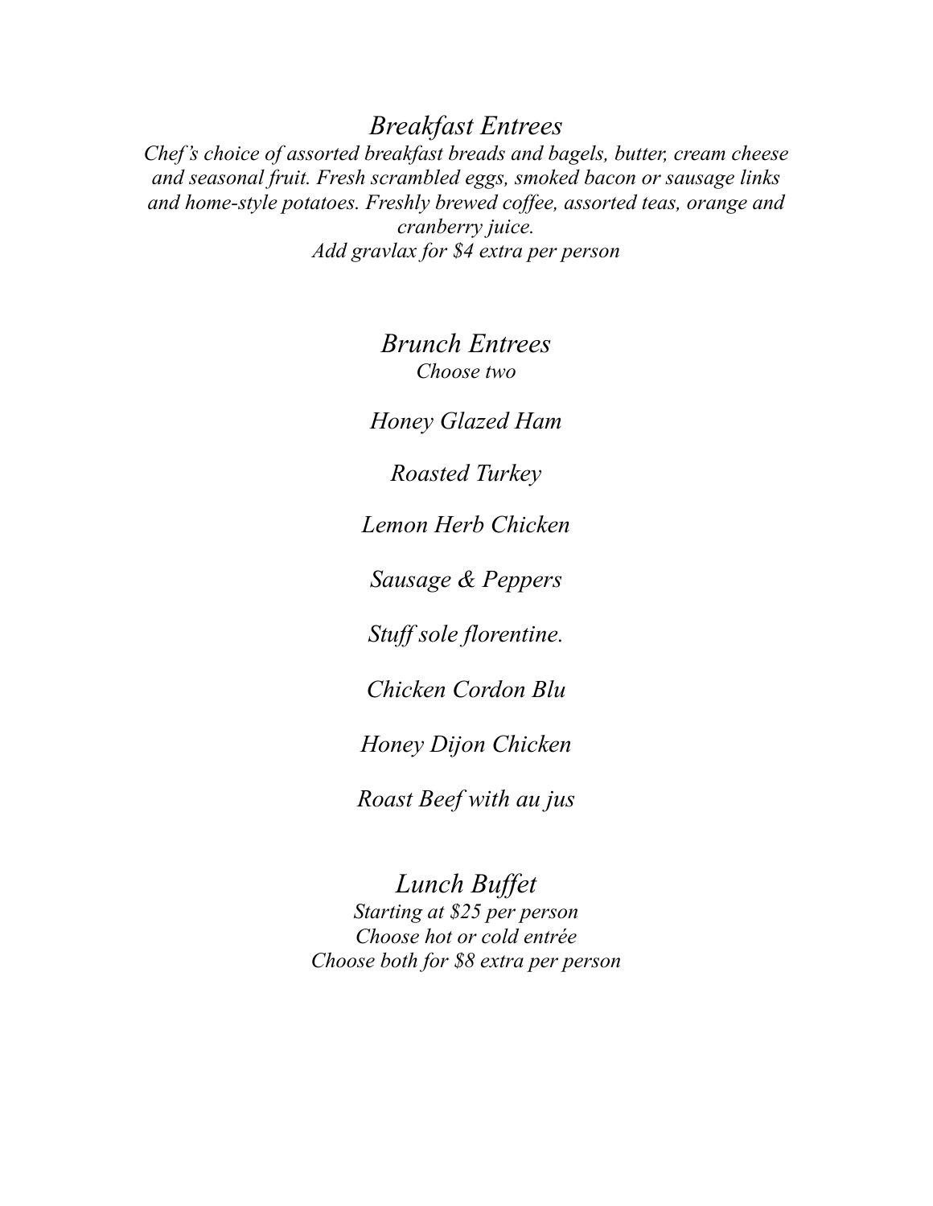## *Breakfast Entrees*

*Chef's choice of assorted breakfast breads and bagels, butter, cream cheese and seasonal fruit. Fresh scrambled eggs, smoked bacon or sausage links and home-style potatoes. Freshly brewed coffee, assorted teas, orange and cranberry juice.*
*Add gravlax for $4 extra per person*

## *Brunch Entrees*

*Choose two*

*Honey Glazed Ham*

*Roasted Turkey*

*Lemon Herb Chicken*

*Sausage & Peppers*

*Stuff sole florentine.*

*Chicken Cordon Blu*

*Honey Dijon Chicken*

*Roast Beef with au jus*

## *Lunch Buffet*

*Starting at $25 per person*
*Choose hot or cold entrée*
*Choose both for $8 extra per person*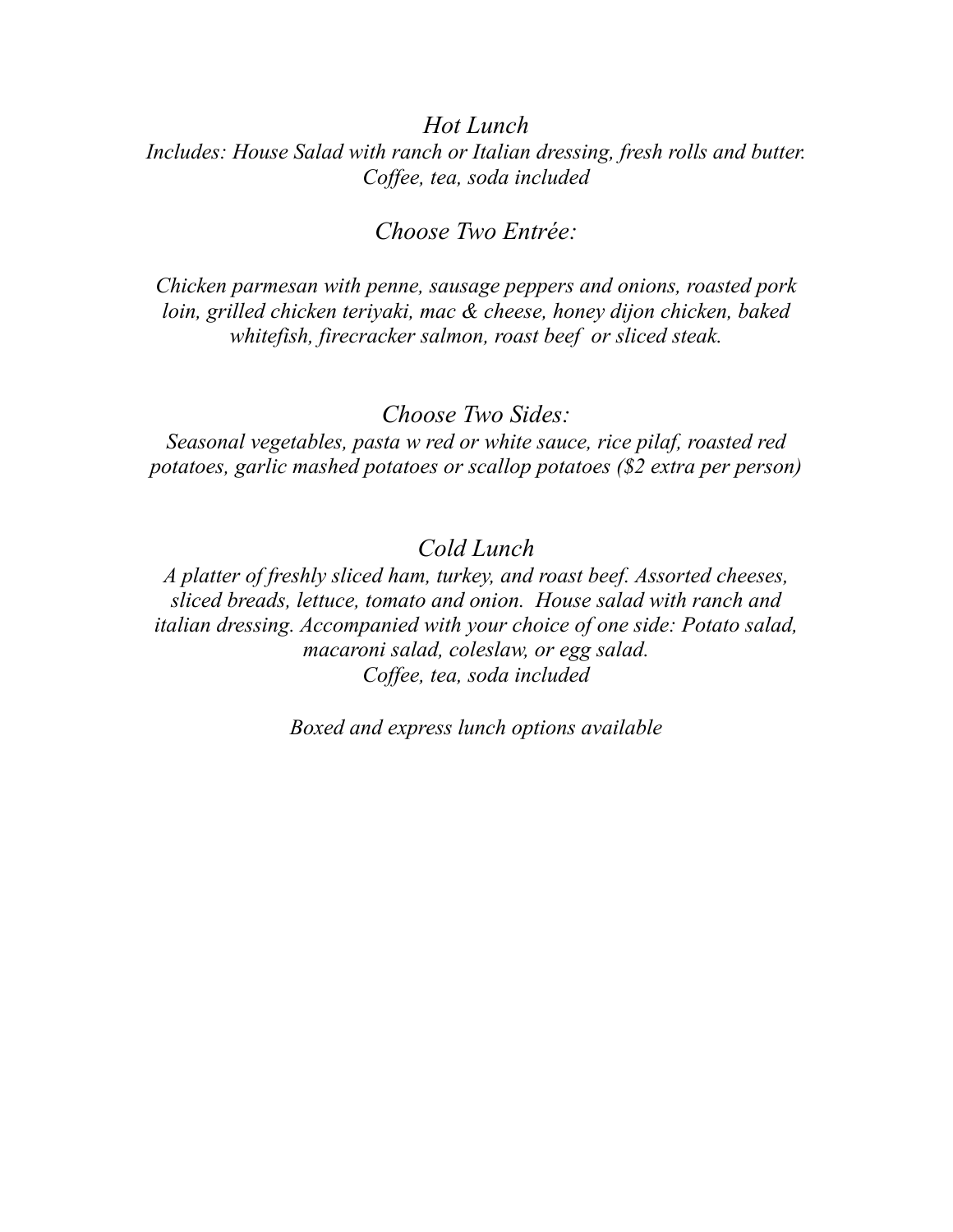## *Hot Lunch*

*Includes: House Salad with ranch or Italian dressing, fresh rolls and butter. Coffee, tea, soda included*

### *Choose Two Entrée:*

*Chicken parmesan with penne, sausage peppers and onions, roasted pork loin, grilled chicken teriyaki, mac & cheese, honey dijon chicken, baked whitefish, firecracker salmon, roast beef or sliced steak.*

### *Choose Two Sides:*

*Seasonal vegetables, pasta w red or white sauce, rice pilaf, roasted red potatoes, garlic mashed potatoes or scallop potatoes ($2 extra per person)*

## *Cold Lunch*

*A platter of freshly sliced ham, turkey, and roast beef. Assorted cheeses, sliced breads, lettuce, tomato and onion. House salad with ranch and italian dressing. Accompanied with your choice of one side: Potato salad, macaroni salad, coleslaw, or egg salad.*
*Coffee, tea, soda included*

*Boxed and express lunch options available*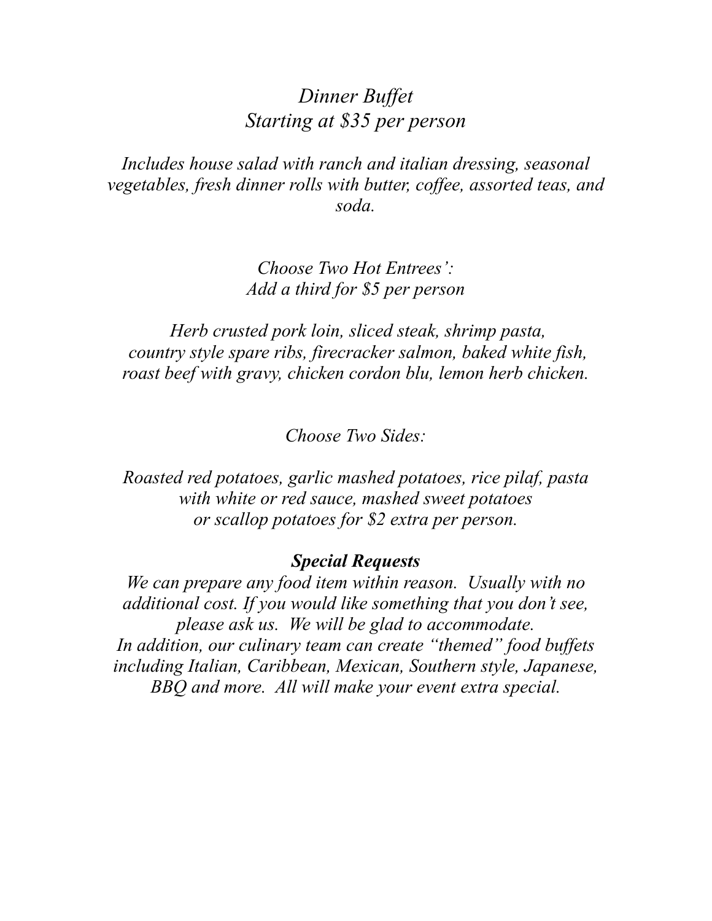*Dinner Buffet*
*Starting at $35 per person*

*Includes house salad with ranch and italian dressing, seasonal vegetables, fresh dinner rolls with butter, coffee, assorted teas, and soda.*

*Choose Two Hot Entrees':*
*Add a third for $5 per person*

*Herb crusted pork loin, sliced steak, shrimp pasta, country style spare ribs, firecracker salmon, baked white fish, roast beef with gravy, chicken cordon blu, lemon herb chicken.*

*Choose Two Sides:*

*Roasted red potatoes, garlic mashed potatoes, rice pilaf, pasta with white or red sauce, mashed sweet potatoes or scallop potatoes for $2 extra per person.*

***Special Requests***

*We can prepare any food item within reason. Usually with no additional cost. If you would like something that you don't see, please ask us. We will be glad to accommodate.*
*In addition, our culinary team can create "themed" food buffets including Italian, Caribbean, Mexican, Southern style, Japanese, BBQ and more. All will make your event extra special.*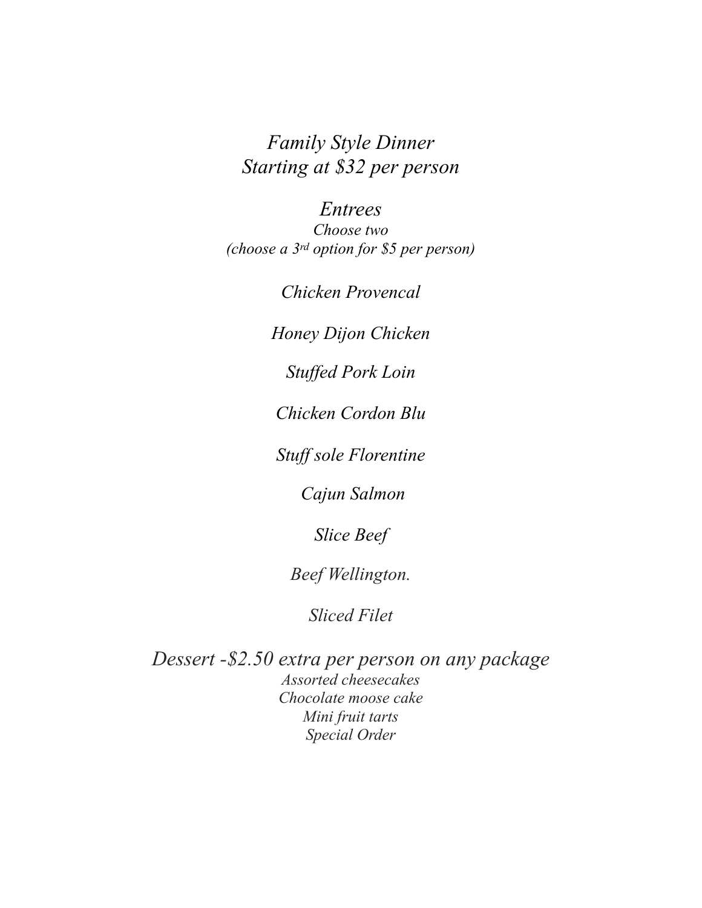*Family Style Dinner*
*Starting at $32 per person*

## *Entrees*

*Choose two*
*(choose a 3rd option for $5 per person)*

*Chicken Provencal*

*Honey Dijon Chicken*

*Stuffed Pork Loin*

*Chicken Cordon Blu*

*Stuff sole Florentine*

*Cajun Salmon*

*Slice Beef*

*Beef Wellington.*

*Sliced Filet*

## *Dessert -$2.50 extra per person on any package*

*Assorted cheesecakes*
*Chocolate moose cake*
*Mini fruit tarts*
*Special Order*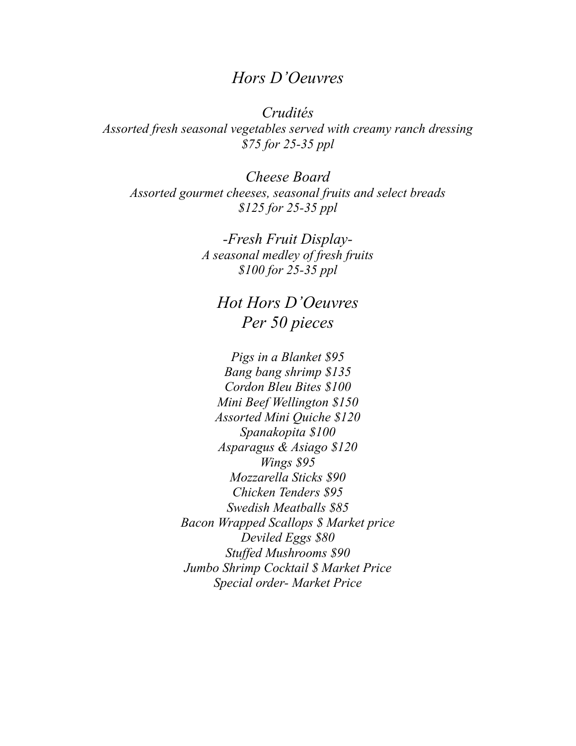# *Hors D'Oeuvres*

## *Crudités*

*Assorted fresh seasonal vegetables served with creamy ranch dressing*
*$75 for 25-35 ppl*

## *Cheese Board*

*Assorted gourmet cheeses, seasonal fruits and select breads*
*$125 for 25-35 ppl*

## *-Fresh Fruit Display-*

*A seasonal medley of fresh fruits*
*$100 for 25-35 ppl*

# *Hot Hors D'Oeuvres*
# *Per 50 pieces*

*Pigs in a Blanket $95*
*Bang bang shrimp $135*
*Cordon Bleu Bites $100*
*Mini Beef Wellington $150*
*Assorted Mini Quiche $120*
*Spanakopita $100*
*Asparagus & Asiago $120*
*Wings $95*
*Mozzarella Sticks $90*
*Chicken Tenders $95*
*Swedish Meatballs $85*
*Bacon Wrapped Scallops $ Market price*
*Deviled Eggs $80*
*Stuffed Mushrooms $90*
*Jumbo Shrimp Cocktail $ Market Price*
*Special order- Market Price*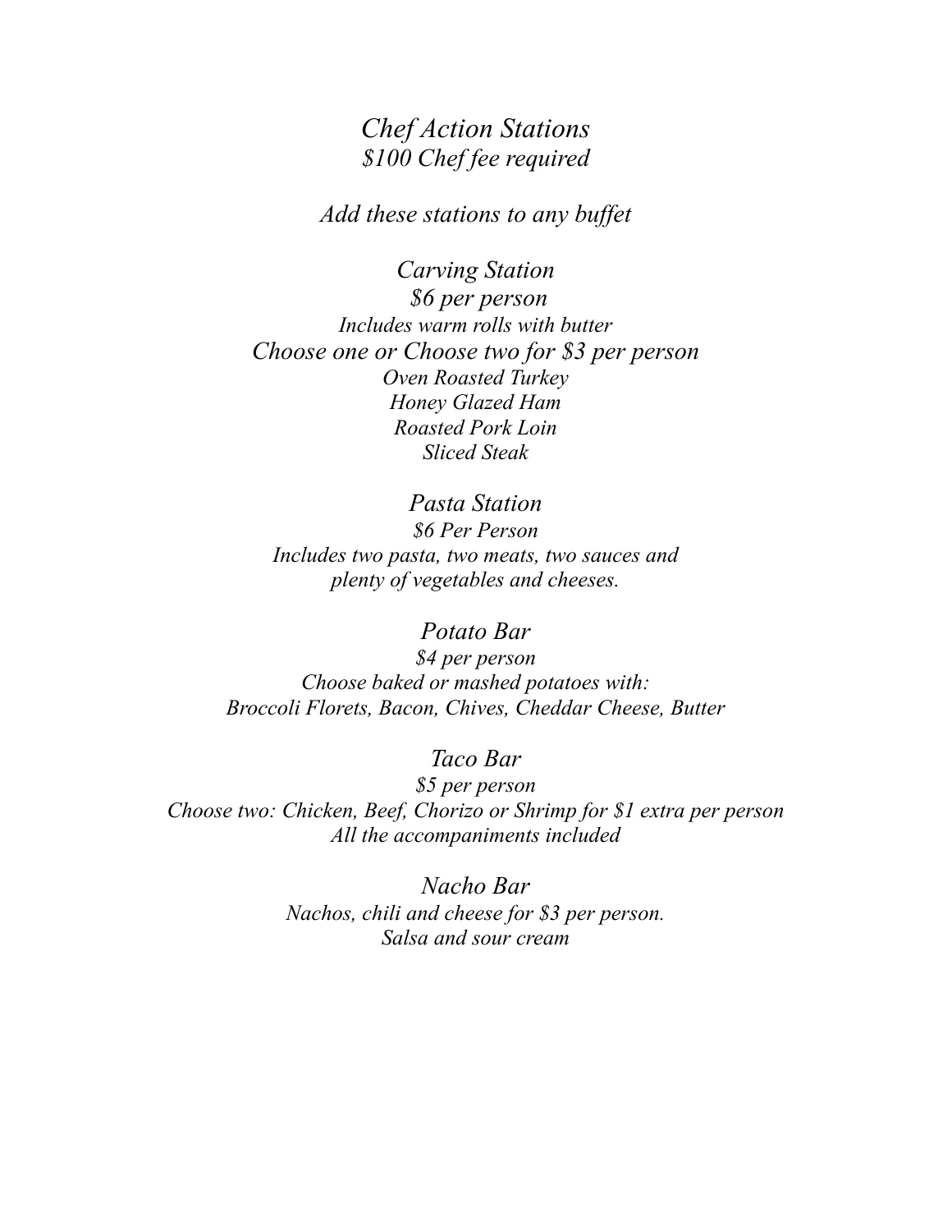# *Chef Action Stations*

*$100 Chef fee required*

*Add these stations to any buffet*

## *Carving Station*

*$6 per person*

*Includes warm rolls with butter*

*Choose one or Choose two for $3 per person*

*Oven Roasted Turkey*
*Honey Glazed Ham*
*Roasted Pork Loin*
*Sliced Steak*

## *Pasta Station*

*$6 Per Person*

*Includes two pasta, two meats, two sauces and plenty of vegetables and cheeses.*

## *Potato Bar*

*$4 per person*

*Choose baked or mashed potatoes with:*
*Broccoli Florets, Bacon, Chives, Cheddar Cheese, Butter*

## *Taco Bar*

*$5 per person*

*Choose two: Chicken, Beef, Chorizo or Shrimp for $1 extra per person*

*All the accompaniments included*

## *Nacho Bar*

*Nachos, chili and cheese for $3 per person.*
*Salsa and sour cream*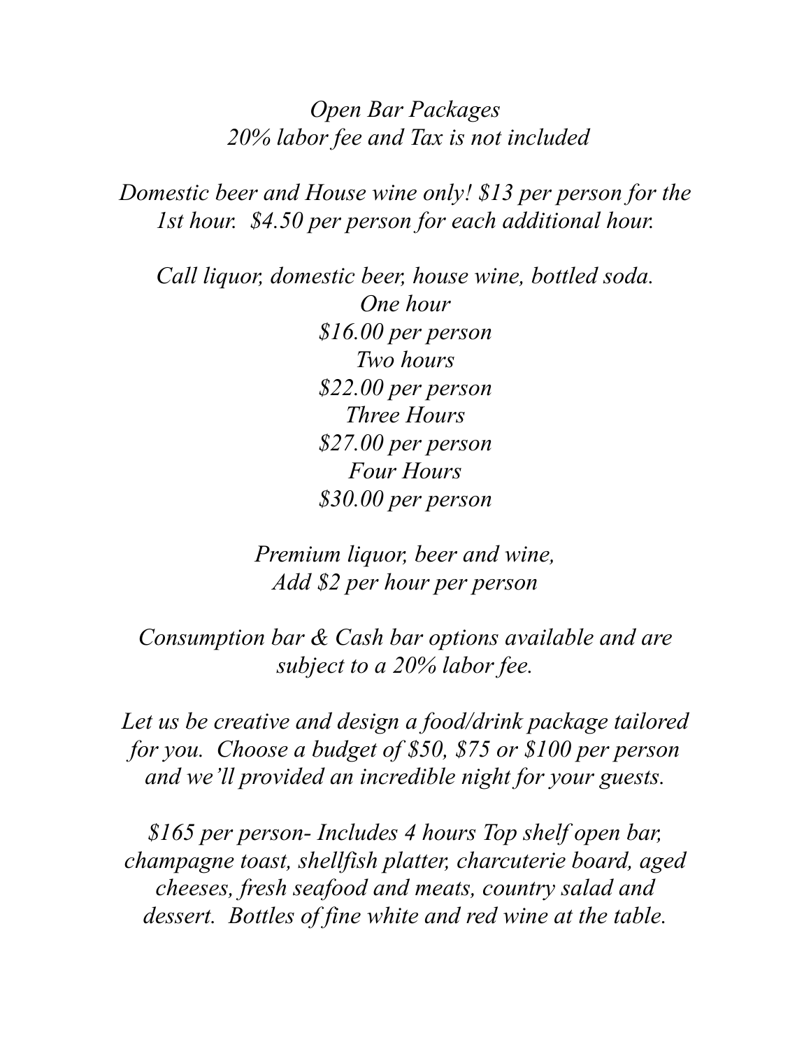*Open Bar Packages*
*20% labor fee and Tax is not included*

*Domestic beer and House wine only! $13 per person for the 1st hour.  $4.50 per person for each additional hour.*

*Call liquor, domestic beer, house wine, bottled soda.*
*One hour*
*$16.00 per person*
*Two hours*
*$22.00 per person*
*Three Hours*
*$27.00 per person*
*Four Hours*
*$30.00 per person*

*Premium liquor, beer and wine,*
*Add $2 per hour per person*

*Consumption bar & Cash bar options available and are subject to a 20% labor fee.*

*Let us be creative and design a food/drink package tailored for you.  Choose a budget of $50, $75 or $100 per person and we'll provided an incredible night for your guests.*

*$165 per person- Includes 4 hours Top shelf open bar, champagne toast, shellfish platter, charcuterie board, aged cheeses, fresh seafood and meats, country salad and dessert.  Bottles of fine white and red wine at the table.*